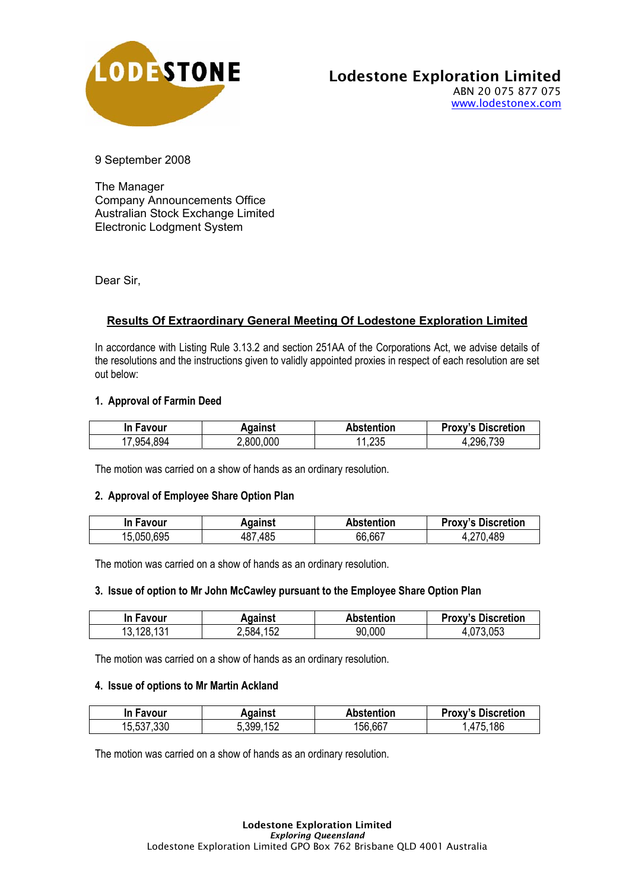**Lodestone Exploration Limited**
ABN 20 075 877 075
www.lodestonex.com

9 September 2008

The Manager
Company Announcements Office
Australian Stock Exchange Limited
Electronic Lodgment System

Dear Sir,

## Results Of Extraordinary General Meeting Of Lodestone Exploration Limited

In accordance with Listing Rule 3.13.2 and section 251AA of the Corporations Act, we advise details of the resolutions and the instructions given to validly appointed proxies in respect of each resolution are set out below:

### 1. Approval of Farmin Deed

| In Favour | Against | Abstention | Proxy's Discretion |
|---|---|---|---|
| 17,954,894 | 2,800,000 | 11,235 | 4,296,739 |

The motion was carried on a show of hands as an ordinary resolution.

### 2. Approval of Employee Share Option Plan

| In Favour | Against | Abstention | Proxy's Discretion |
|---|---|---|---|
| 15,050,695 | 487,485 | 66,667 | 4,270,489 |

The motion was carried on a show of hands as an ordinary resolution.

### 3. Issue of option to Mr John McCawley pursuant to the Employee Share Option Plan

| In Favour | Against | Abstention | Proxy's Discretion |
|---|---|---|---|
| 13,128,131 | 2,584,152 | 90,000 | 4,073,053 |

The motion was carried on a show of hands as an ordinary resolution.

### 4. Issue of options to Mr Martin Ackland

| In Favour | Against | Abstention | Proxy's Discretion |
|---|---|---|---|
| 15,537,330 | 5,399,152 | 156,667 | 1,475,186 |

The motion was carried on a show of hands as an ordinary resolution.

**Lodestone Exploration Limited**
***Exploring Queensland***
Lodestone Exploration Limited GPO Box 762 Brisbane QLD 4001 Australia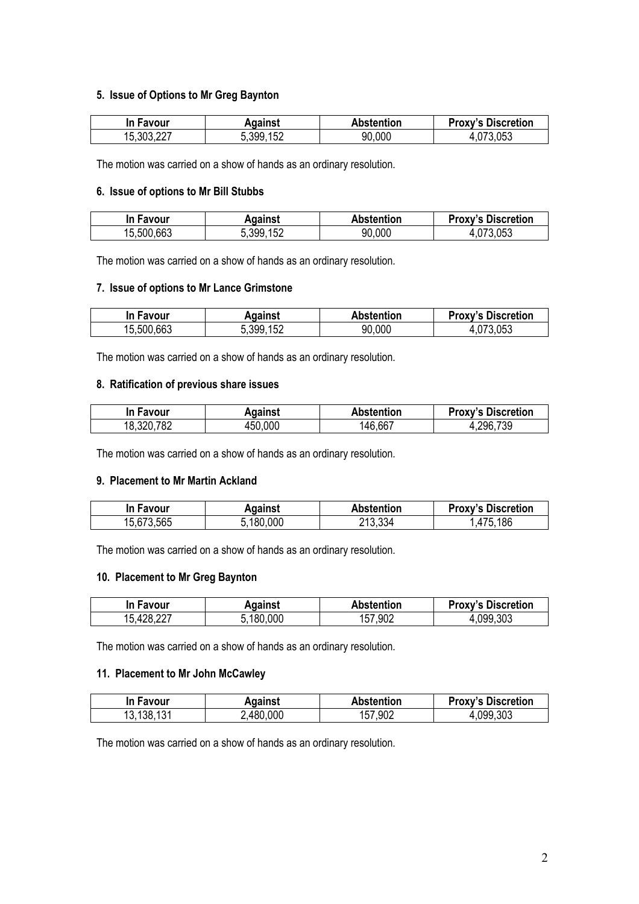### 5. Issue of Options to Mr Greg Baynton

| In Favour | Against | Abstention | Proxy's Discretion |
|---|---|---|---|
| 15,303,227 | 5,399,152 | 90,000 | 4,073,053 |

The motion was carried on a show of hands as an ordinary resolution.

### 6. Issue of options to Mr Bill Stubbs

| In Favour | Against | Abstention | Proxy's Discretion |
|---|---|---|---|
| 15,500,663 | 5,399,152 | 90,000 | 4,073,053 |

The motion was carried on a show of hands as an ordinary resolution.

### 7. Issue of options to Mr Lance Grimstone

| In Favour | Against | Abstention | Proxy's Discretion |
|---|---|---|---|
| 15,500,663 | 5,399,152 | 90,000 | 4,073,053 |

The motion was carried on a show of hands as an ordinary resolution.

### 8. Ratification of previous share issues

| In Favour | Against | Abstention | Proxy's Discretion |
|---|---|---|---|
| 18,320,782 | 450,000 | 146,667 | 4,296,739 |

The motion was carried on a show of hands as an ordinary resolution.

### 9. Placement to Mr Martin Ackland

| In Favour | Against | Abstention | Proxy's Discretion |
|---|---|---|---|
| 15,673,565 | 5,180,000 | 213,334 | 1,475,186 |

The motion was carried on a show of hands as an ordinary resolution.

### 10. Placement to Mr Greg Baynton

| In Favour | Against | Abstention | Proxy's Discretion |
|---|---|---|---|
| 15,428,227 | 5,180,000 | 157,902 | 4,099,303 |

The motion was carried on a show of hands as an ordinary resolution.

### 11. Placement to Mr John McCawley

| In Favour | Against | Abstention | Proxy's Discretion |
|---|---|---|---|
| 13,138,131 | 2,480,000 | 157,902 | 4,099,303 |

The motion was carried on a show of hands as an ordinary resolution.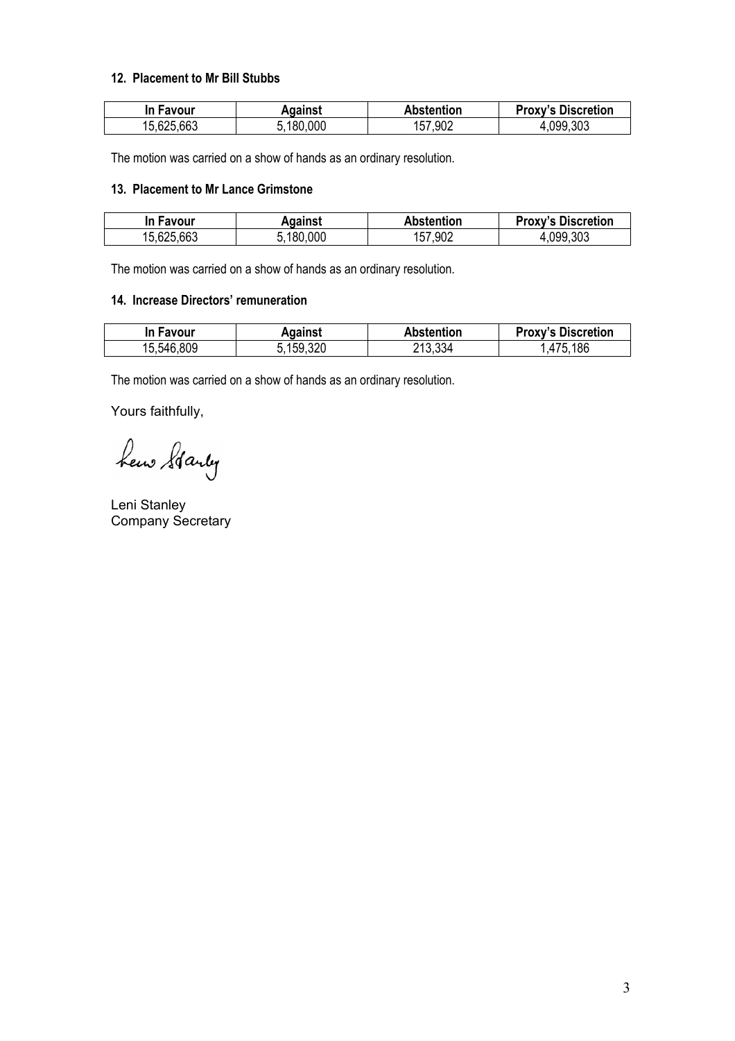### 12. Placement to Mr Bill Stubbs

| In Favour | Against | Abstention | Proxy's Discretion |
|---|---|---|---|
| 15,625,663 | 5,180,000 | 157,902 | 4,099,303 |

The motion was carried on a show of hands as an ordinary resolution.

### 13. Placement to Mr Lance Grimstone

| In Favour | Against | Abstention | Proxy's Discretion |
|---|---|---|---|
| 15,625,663 | 5,180,000 | 157,902 | 4,099,303 |

The motion was carried on a show of hands as an ordinary resolution.

### 14. Increase Directors' remuneration

| In Favour | Against | Abstention | Proxy's Discretion |
|---|---|---|---|
| 15,546,809 | 5,159,320 | 213,334 | 1,475,186 |

The motion was carried on a show of hands as an ordinary resolution.

Yours faithfully,

Leni Stanley
Company Secretary